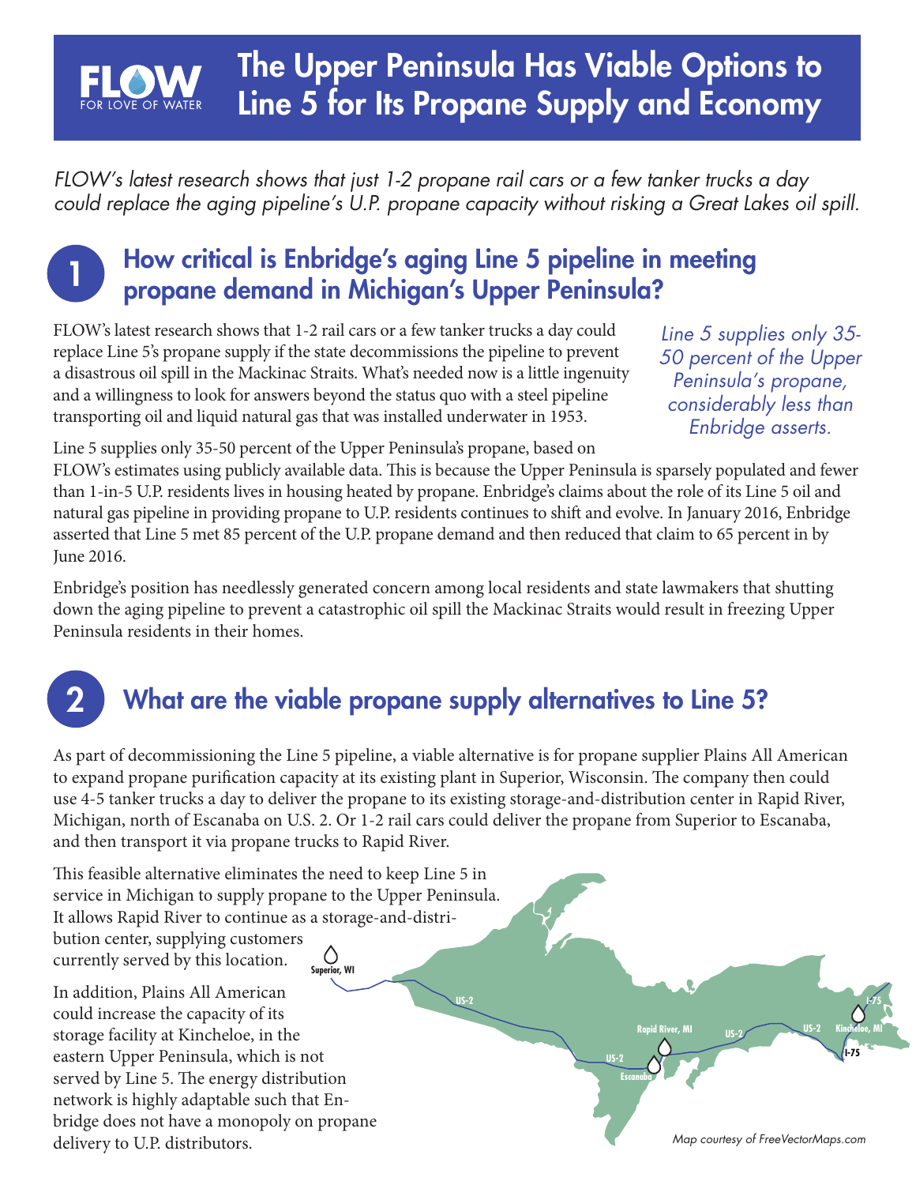# The Upper Peninsula Has Viable Options to Line 5 for Its Propane Supply and Economy

FLOW
FOR LOVE OF WATER

*FLOW's latest research shows that just 1-2 propane rail cars or a few tanker trucks a day could replace the aging pipeline's U.P. propane capacity without risking a Great Lakes oil spill.*

## 1 How critical is Enbridge's aging Line 5 pipeline in meeting propane demand in Michigan's Upper Peninsula?

FLOW's latest research shows that 1-2 rail cars or a few tanker trucks a day could replace Line 5's propane supply if the state decommissions the pipeline to prevent a disastrous oil spill in the Mackinac Straits. What's needed now is a little ingenuity and a willingness to look for answers beyond the status quo with a steel pipeline transporting oil and liquid natural gas that was installed underwater in 1953.

*Line 5 supplies only 35-50 percent of the Upper Peninsula's propane, considerably less than Enbridge asserts.*

Line 5 supplies only 35-50 percent of the Upper Peninsula's propane, based on FLOW's estimates using publicly available data. This is because the Upper Peninsula is sparsely populated and fewer than 1-in-5 U.P. residents lives in housing heated by propane. Enbridge's claims about the role of its Line 5 oil and natural gas pipeline in providing propane to U.P. residents continues to shift and evolve. In January 2016, Enbridge asserted that Line 5 met 85 percent of the U.P. propane demand and then reduced that claim to 65 percent in by June 2016.

Enbridge's position has needlessly generated concern among local residents and state lawmakers that shutting down the aging pipeline to prevent a catastrophic oil spill the Mackinac Straits would result in freezing Upper Peninsula residents in their homes.

## 2 What are the viable propane supply alternatives to Line 5?

As part of decommissioning the Line 5 pipeline, a viable alternative is for propane supplier Plains All American to expand propane purification capacity at its existing plant in Superior, Wisconsin. The company then could use 4-5 tanker trucks a day to deliver the propane to its existing storage-and-distribution center in Rapid River, Michigan, north of Escanaba on U.S. 2. Or 1-2 rail cars could deliver the propane from Superior to Escanaba, and then transport it via propane trucks to Rapid River.

This feasible alternative eliminates the need to keep Line 5 in service in Michigan to supply propane to the Upper Peninsula. It allows Rapid River to continue as a storage-and-distribution center, supplying customers currently served by this location.

In addition, Plains All American could increase the capacity of its storage facility at Kincheloe, in the eastern Upper Peninsula, which is not served by Line 5. The energy distribution network is highly adaptable such that Enbridge does not have a monopoly on propane delivery to U.P. distributors.

Superior, WI · US-2 · Rapid River, MI · Escanaba · Kincheloe, MI · I-75

*Map courtesy of FreeVectorMaps.com*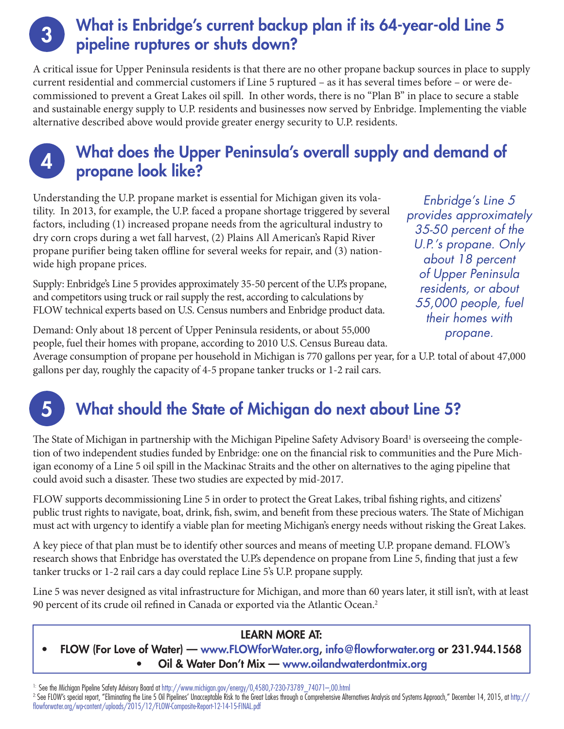## 3 What is Enbridge's current backup plan if its 64-year-old Line 5 pipeline ruptures or shuts down?

A critical issue for Upper Peninsula residents is that there are no other propane backup sources in place to supply current residential and commercial customers if Line 5 ruptured – as it has several times before – or were decommissioned to prevent a Great Lakes oil spill. In other words, there is no "Plan B" in place to secure a stable and sustainable energy supply to U.P. residents and businesses now served by Enbridge. Implementing the viable alternative described above would provide greater energy security to U.P. residents.

## 4 What does the Upper Peninsula's overall supply and demand of propane look like?

Understanding the U.P. propane market is essential for Michigan given its volatility. In 2013, for example, the U.P. faced a propane shortage triggered by several factors, including (1) increased propane needs from the agricultural industry to dry corn crops during a wet fall harvest, (2) Plains All American's Rapid River propane purifier being taken offline for several weeks for repair, and (3) nationwide high propane prices.

Supply: Enbridge's Line 5 provides approximately 35-50 percent of the U.P.'s propane, and competitors using truck or rail supply the rest, according to calculations by FLOW technical experts based on U.S. Census numbers and Enbridge product data.

Demand: Only about 18 percent of Upper Peninsula residents, or about 55,000 people, fuel their homes with propane, according to 2010 U.S. Census Bureau data. Average consumption of propane per household in Michigan is 770 gallons per year, for a U.P. total of about 47,000 gallons per day, roughly the capacity of 4-5 propane tanker trucks or 1-2 rail cars.

*Enbridge's Line 5 provides approximately 35-50 percent of the U.P.'s propane. Only about 18 percent of Upper Peninsula residents, or about 55,000 people, fuel their homes with propane.*

## 5 What should the State of Michigan do next about Line 5?

The State of Michigan in partnership with the Michigan Pipeline Safety Advisory Board[1] is overseeing the completion of two independent studies funded by Enbridge: one on the financial risk to communities and the Pure Michigan economy of a Line 5 oil spill in the Mackinac Straits and the other on alternatives to the aging pipeline that could avoid such a disaster. These two studies are expected by mid-2017.

FLOW supports decommissioning Line 5 in order to protect the Great Lakes, tribal fishing rights, and citizens' public trust rights to navigate, boat, drink, fish, swim, and benefit from these precious waters. The State of Michigan must act with urgency to identify a viable plan for meeting Michigan's energy needs without risking the Great Lakes.

A key piece of that plan must be to identify other sources and means of meeting U.P. propane demand. FLOW's research shows that Enbridge has overstated the U.P.'s dependence on propane from Line 5, finding that just a few tanker trucks or 1-2 rail cars a day could replace Line 5's U.P. propane supply.

Line 5 was never designed as vital infrastructure for Michigan, and more than 60 years later, it still isn't, with at least 90 percent of its crude oil refined in Canada or exported via the Atlantic Ocean.[2]

**LEARN MORE AT:**

- **FLOW (For Love of Water) — www.FLOWforWater.org, info@flowforwater.org or 231.944.1568**
- **Oil & Water Don't Mix — www.oilandwaterdontmix.org**

[1] See the Michigan Pipeline Safety Advisory Board at http://www.michigan.gov/energy/0,4580,7-230-73789_74071--,00.html

[2] See FLOW's special report, "Eliminating the Line 5 Oil Pipelines' Unacceptable Risk to the Great Lakes through a Comprehensive Alternatives Analysis and Systems Approach," December 14, 2015, at http://flowforwater.org/wp-content/uploads/2015/12/FLOW-Composite-Report-12-14-15-FINAL.pdf